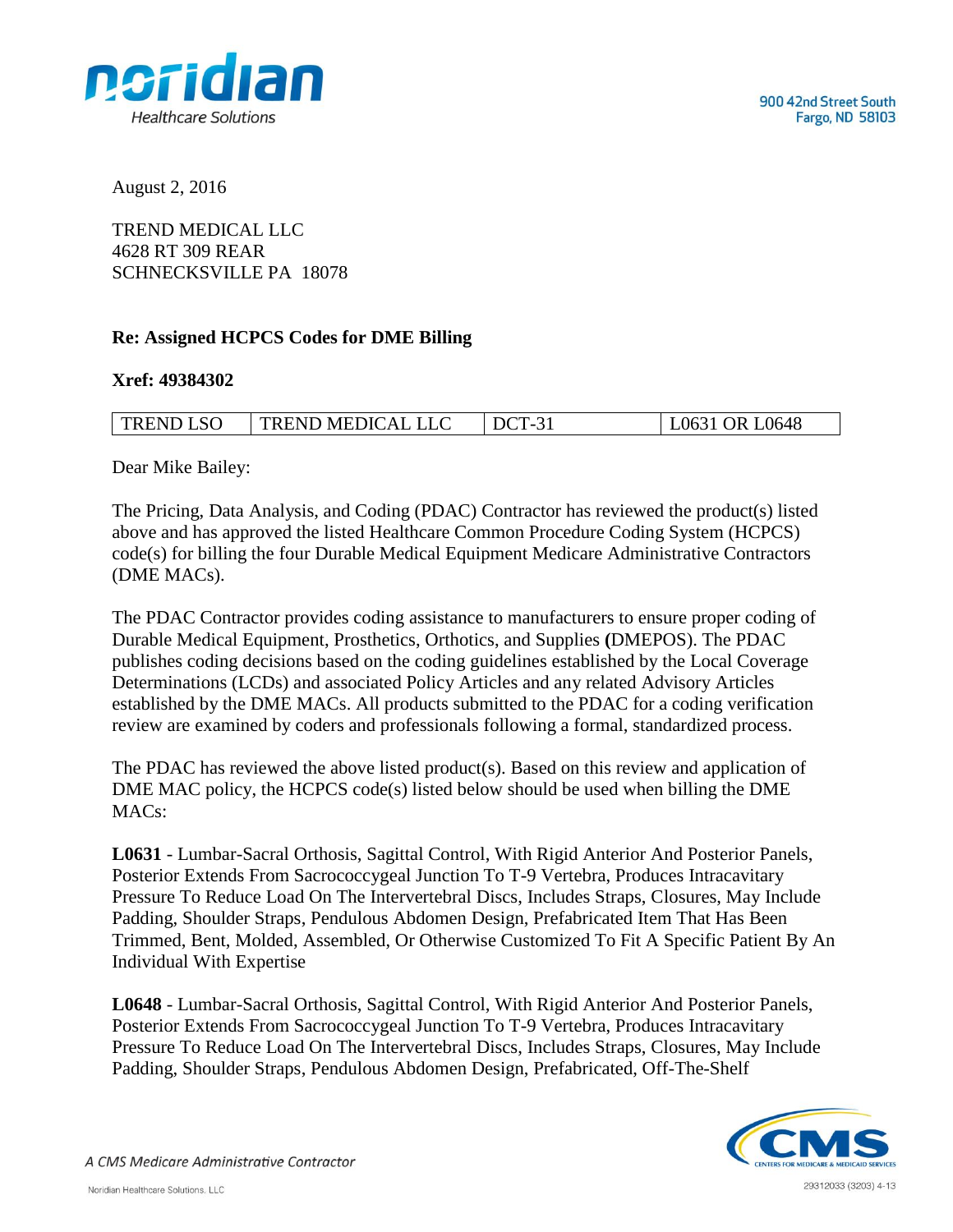900 42nd Street South
Fargo, ND 58103

August 2, 2016

TREND MEDICAL LLC
4628 RT 309 REAR
SCHNECKSVILLE PA 18078

**Re: Assigned HCPCS Codes for DME Billing**

**Xref: 49384302**

| TREND LSO | TREND MEDICAL LLC | DCT-31 | L0631 OR L0648 |
|---|---|---|---|

Dear Mike Bailey:

The Pricing, Data Analysis, and Coding (PDAC) Contractor has reviewed the product(s) listed above and has approved the listed Healthcare Common Procedure Coding System (HCPCS) code(s) for billing the four Durable Medical Equipment Medicare Administrative Contractors (DME MACs).

The PDAC Contractor provides coding assistance to manufacturers to ensure proper coding of Durable Medical Equipment, Prosthetics, Orthotics, and Supplies (DMEPOS). The PDAC publishes coding decisions based on the coding guidelines established by the Local Coverage Determinations (LCDs) and associated Policy Articles and any related Advisory Articles established by the DME MACs. All products submitted to the PDAC for a coding verification review are examined by coders and professionals following a formal, standardized process.

The PDAC has reviewed the above listed product(s). Based on this review and application of DME MAC policy, the HCPCS code(s) listed below should be used when billing the DME MACs:

**L0631** - Lumbar-Sacral Orthosis, Sagittal Control, With Rigid Anterior And Posterior Panels, Posterior Extends From Sacrococcygeal Junction To T-9 Vertebra, Produces Intracavitary Pressure To Reduce Load On The Intervertebral Discs, Includes Straps, Closures, May Include Padding, Shoulder Straps, Pendulous Abdomen Design, Prefabricated Item That Has Been Trimmed, Bent, Molded, Assembled, Or Otherwise Customized To Fit A Specific Patient By An Individual With Expertise

**L0648** - Lumbar-Sacral Orthosis, Sagittal Control, With Rigid Anterior And Posterior Panels, Posterior Extends From Sacrococcygeal Junction To T-9 Vertebra, Produces Intracavitary Pressure To Reduce Load On The Intervertebral Discs, Includes Straps, Closures, May Include Padding, Shoulder Straps, Pendulous Abdomen Design, Prefabricated, Off-The-Shelf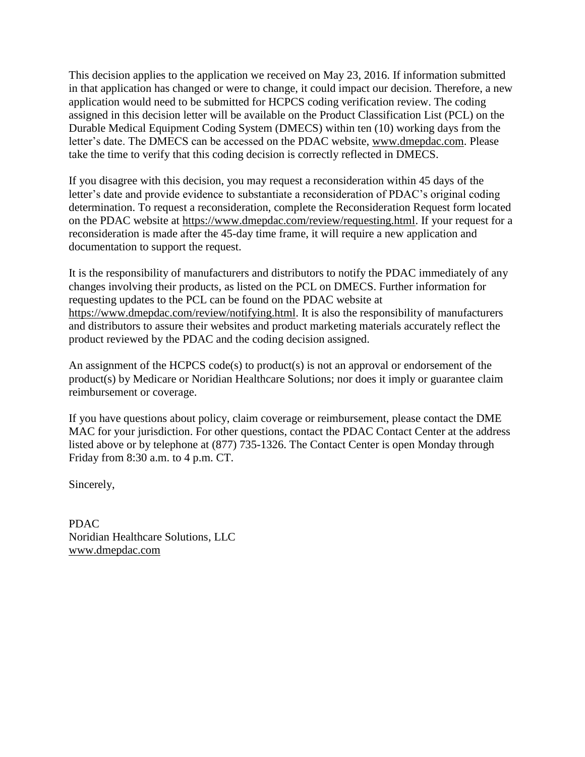This decision applies to the application we received on May 23, 2016. If information submitted in that application has changed or were to change, it could impact our decision. Therefore, a new application would need to be submitted for HCPCS coding verification review. The coding assigned in this decision letter will be available on the Product Classification List (PCL) on the Durable Medical Equipment Coding System (DMECS) within ten (10) working days from the letter's date. The DMECS can be accessed on the PDAC website, www.dmepdac.com. Please take the time to verify that this coding decision is correctly reflected in DMECS.

If you disagree with this decision, you may request a reconsideration within 45 days of the letter's date and provide evidence to substantiate a reconsideration of PDAC's original coding determination. To request a reconsideration, complete the Reconsideration Request form located on the PDAC website at https://www.dmepdac.com/review/requesting.html. If your request for a reconsideration is made after the 45-day time frame, it will require a new application and documentation to support the request.

It is the responsibility of manufacturers and distributors to notify the PDAC immediately of any changes involving their products, as listed on the PCL on DMECS. Further information for requesting updates to the PCL can be found on the PDAC website at https://www.dmepdac.com/review/notifying.html. It is also the responsibility of manufacturers and distributors to assure their websites and product marketing materials accurately reflect the product reviewed by the PDAC and the coding decision assigned.

An assignment of the HCPCS code(s) to product(s) is not an approval or endorsement of the product(s) by Medicare or Noridian Healthcare Solutions; nor does it imply or guarantee claim reimbursement or coverage.

If you have questions about policy, claim coverage or reimbursement, please contact the DME MAC for your jurisdiction. For other questions, contact the PDAC Contact Center at the address listed above or by telephone at (877) 735-1326. The Contact Center is open Monday through Friday from 8:30 a.m. to 4 p.m. CT.

Sincerely,

PDAC
Noridian Healthcare Solutions, LLC
www.dmepdac.com